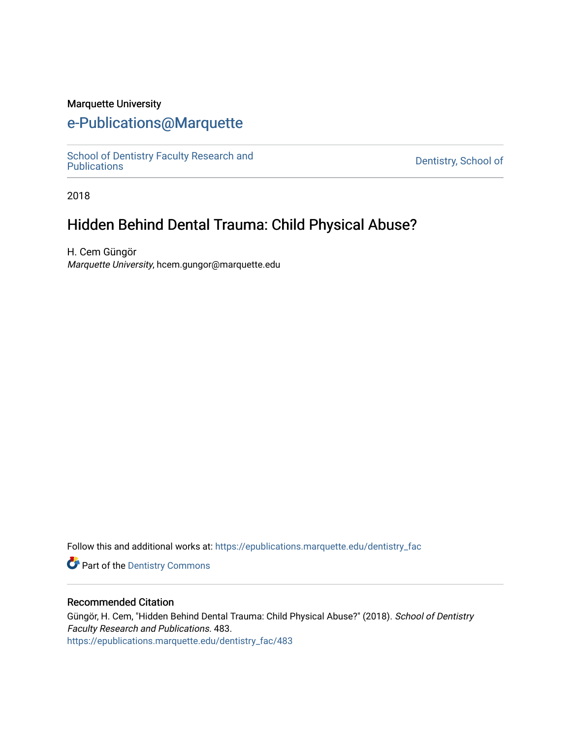Marquette University

# e-Publications@Marquette

School of Dentistry Faculty Research and Publications

Dentistry, School of

2018

## Hidden Behind Dental Trauma: Child Physical Abuse?

H. Cem Güngör
*Marquette University*, hcem.gungor@marquette.edu

Follow this and additional works at: https://epublications.marquette.edu/dentistry_fac

Part of the Dentistry Commons

### Recommended Citation

Güngör, H. Cem, "Hidden Behind Dental Trauma: Child Physical Abuse?" (2018). *School of Dentistry Faculty Research and Publications*. 483.
https://epublications.marquette.edu/dentistry_fac/483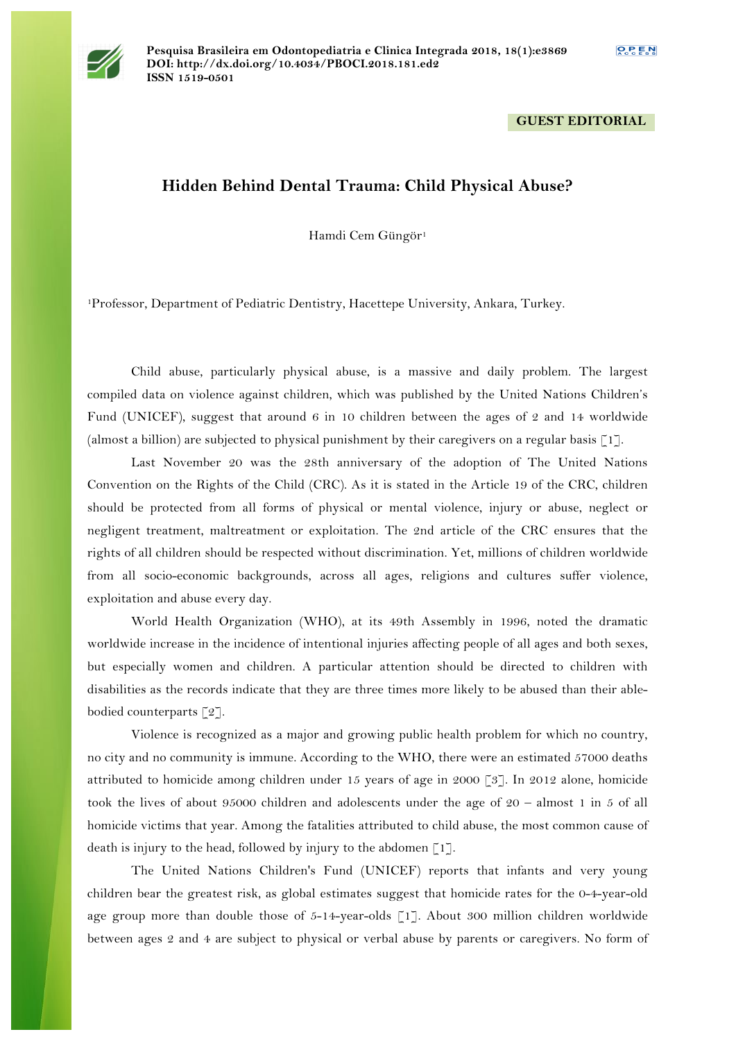GUEST EDITORIAL

# Hidden Behind Dental Trauma: Child Physical Abuse?

Hamdi Cem Güngör[1]

[1]Professor, Department of Pediatric Dentistry, Hacettepe University, Ankara, Turkey.

Child abuse, particularly physical abuse, is a massive and daily problem. The largest compiled data on violence against children, which was published by the United Nations Children's Fund (UNICEF), suggest that around 6 in 10 children between the ages of 2 and 14 worldwide (almost a billion) are subjected to physical punishment by their caregivers on a regular basis [1].

Last November 20 was the 28th anniversary of the adoption of The United Nations Convention on the Rights of the Child (CRC). As it is stated in the Article 19 of the CRC, children should be protected from all forms of physical or mental violence, injury or abuse, neglect or negligent treatment, maltreatment or exploitation. The 2nd article of the CRC ensures that the rights of all children should be respected without discrimination. Yet, millions of children worldwide from all socio-economic backgrounds, across all ages, religions and cultures suffer violence, exploitation and abuse every day.

World Health Organization (WHO), at its 49th Assembly in 1996, noted the dramatic worldwide increase in the incidence of intentional injuries affecting people of all ages and both sexes, but especially women and children. A particular attention should be directed to children with disabilities as the records indicate that they are three times more likely to be abused than their able-bodied counterparts [2].

Violence is recognized as a major and growing public health problem for which no country, no city and no community is immune. According to the WHO, there were an estimated 57000 deaths attributed to homicide among children under 15 years of age in 2000 [3]. In 2012 alone, homicide took the lives of about 95000 children and adolescents under the age of 20 – almost 1 in 5 of all homicide victims that year. Among the fatalities attributed to child abuse, the most common cause of death is injury to the head, followed by injury to the abdomen [1].

The United Nations Children's Fund (UNICEF) reports that infants and very young children bear the greatest risk, as global estimates suggest that homicide rates for the 0-4-year-old age group more than double those of 5-14-year-olds [1]. About 300 million children worldwide between ages 2 and 4 are subject to physical or verbal abuse by parents or caregivers. No form of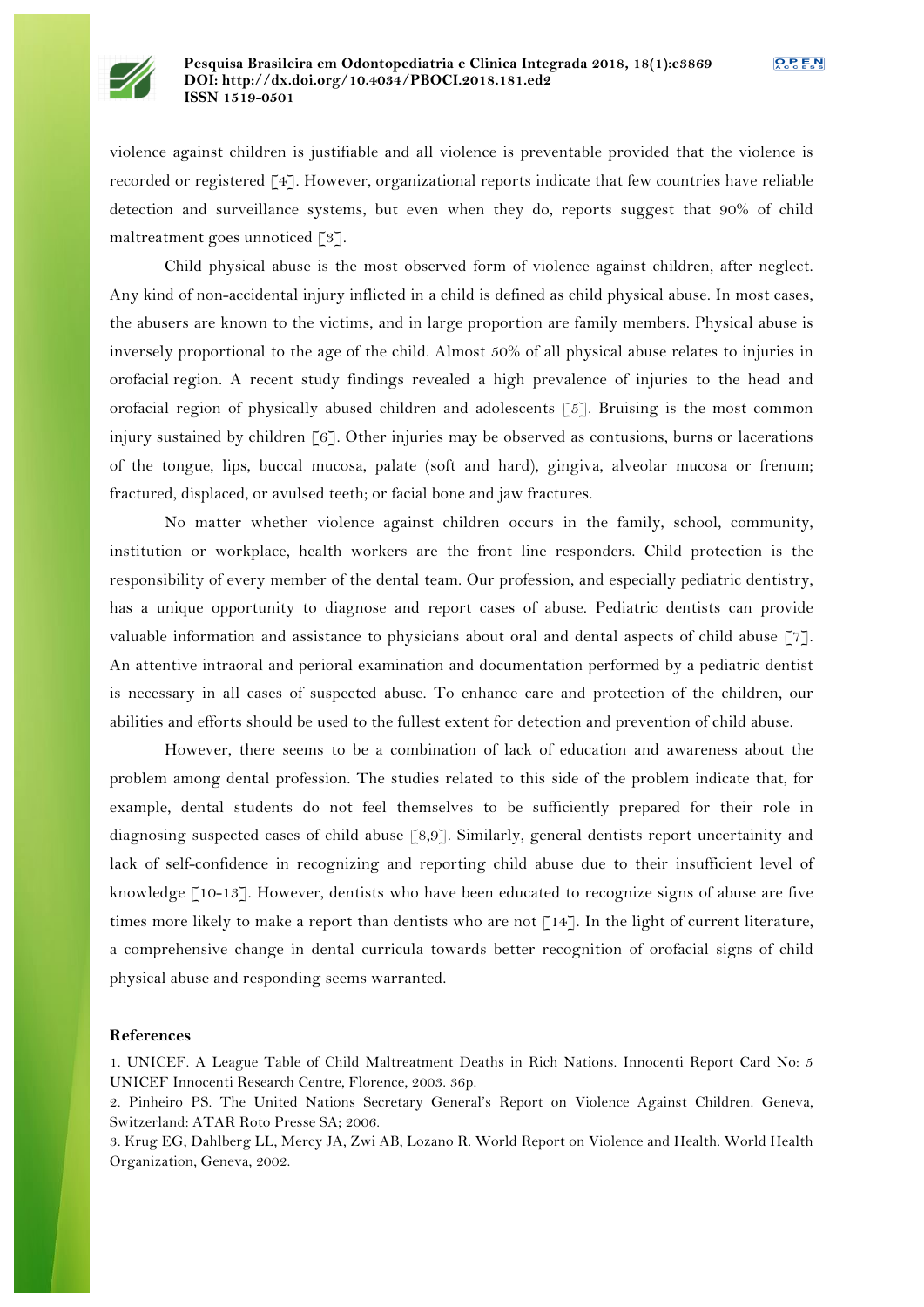violence against children is justifiable and all violence is preventable provided that the violence is recorded or registered [4]. However, organizational reports indicate that few countries have reliable detection and surveillance systems, but even when they do, reports suggest that 90% of child maltreatment goes unnoticed [3].

Child physical abuse is the most observed form of violence against children, after neglect. Any kind of non-accidental injury inflicted in a child is defined as child physical abuse. In most cases, the abusers are known to the victims, and in large proportion are family members. Physical abuse is inversely proportional to the age of the child. Almost 50% of all physical abuse relates to injuries in orofacial region. A recent study findings revealed a high prevalence of injuries to the head and orofacial region of physically abused children and adolescents [5]. Bruising is the most common injury sustained by children [6]. Other injuries may be observed as contusions, burns or lacerations of the tongue, lips, buccal mucosa, palate (soft and hard), gingiva, alveolar mucosa or frenum; fractured, displaced, or avulsed teeth; or facial bone and jaw fractures.

No matter whether violence against children occurs in the family, school, community, institution or workplace, health workers are the front line responders. Child protection is the responsibility of every member of the dental team. Our profession, and especially pediatric dentistry, has a unique opportunity to diagnose and report cases of abuse. Pediatric dentists can provide valuable information and assistance to physicians about oral and dental aspects of child abuse [7]. An attentive intraoral and perioral examination and documentation performed by a pediatric dentist is necessary in all cases of suspected abuse. To enhance care and protection of the children, our abilities and efforts should be used to the fullest extent for detection and prevention of child abuse.

However, there seems to be a combination of lack of education and awareness about the problem among dental profession. The studies related to this side of the problem indicate that, for example, dental students do not feel themselves to be sufficiently prepared for their role in diagnosing suspected cases of child abuse [8,9]. Similarly, general dentists report uncertainity and lack of self-confidence in recognizing and reporting child abuse due to their insufficient level of knowledge [10-13]. However, dentists who have been educated to recognize signs of abuse are five times more likely to make a report than dentists who are not [14]. In the light of current literature, a comprehensive change in dental curricula towards better recognition of orofacial signs of child physical abuse and responding seems warranted.

## References

1. UNICEF. A League Table of Child Maltreatment Deaths in Rich Nations. Innocenti Report Card No: 5 UNICEF Innocenti Research Centre, Florence, 2003. 36p.
2. Pinheiro PS. The United Nations Secretary General's Report on Violence Against Children. Geneva, Switzerland: ATAR Roto Presse SA; 2006.
3. Krug EG, Dahlberg LL, Mercy JA, Zwi AB, Lozano R. World Report on Violence and Health. World Health Organization, Geneva, 2002.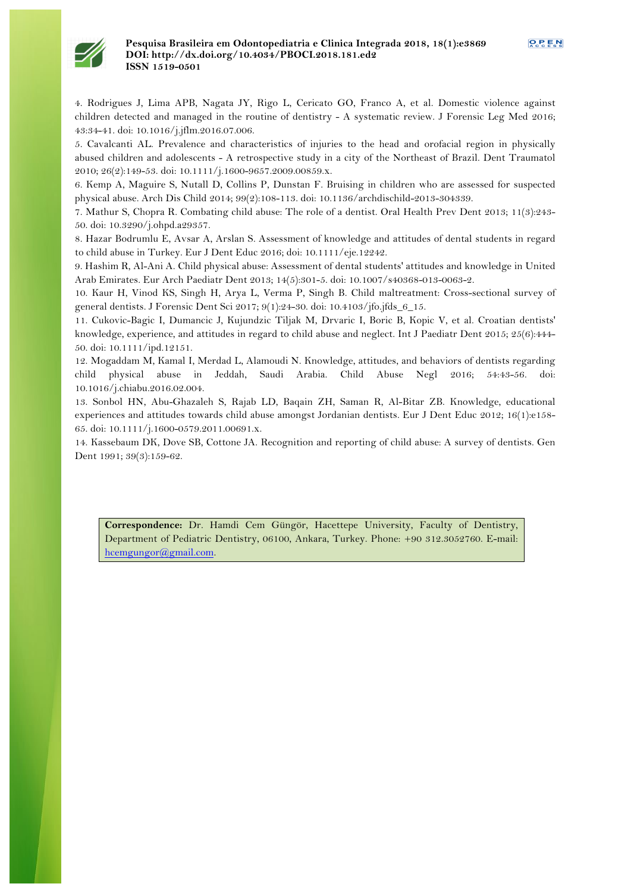4. Rodrigues J, Lima APB, Nagata JY, Rigo L, Cericato GO, Franco A, et al. Domestic violence against children detected and managed in the routine of dentistry - A systematic review. J Forensic Leg Med 2016; 43:34-41. doi: 10.1016/j.jflm.2016.07.006.

5. Cavalcanti AL. Prevalence and characteristics of injuries to the head and orofacial region in physically abused children and adolescents - A retrospective study in a city of the Northeast of Brazil. Dent Traumatol 2010; 26(2):149-53. doi: 10.1111/j.1600-9657.2009.00859.x.

6. Kemp A, Maguire S, Nutall D, Collins P, Dunstan F. Bruising in children who are assessed for suspected physical abuse. Arch Dis Child 2014; 99(2):108-113. doi: 10.1136/archdischild-2013-304339.

7. Mathur S, Chopra R. Combating child abuse: The role of a dentist. Oral Health Prev Dent 2013; 11(3):243-50. doi: 10.3290/j.ohpd.a29357.

8. Hazar Bodrumlu E, Avsar A, Arslan S. Assessment of knowledge and attitudes of dental students in regard to child abuse in Turkey. Eur J Dent Educ 2016; doi: 10.1111/eje.12242.

9. Hashim R, Al-Ani A. Child physical abuse: Assessment of dental students' attitudes and knowledge in United Arab Emirates. Eur Arch Paediatr Dent 2013; 14(5):301-5. doi: 10.1007/s40368-013-0063-2.

10. Kaur H, Vinod KS, Singh H, Arya L, Verma P, Singh B. Child maltreatment: Cross-sectional survey of general dentists. J Forensic Dent Sci 2017; 9(1):24-30. doi: 10.4103/jfo.jfds_6_15.

11. Cukovic-Bagic I, Dumancic J, Kujundzic Tiljak M, Drvaric I, Boric B, Kopic V, et al. Croatian dentists' knowledge, experience, and attitudes in regard to child abuse and neglect. Int J Paediatr Dent 2015; 25(6):444-50. doi: 10.1111/ipd.12151.

12. Mogaddam M, Kamal I, Merdad L, Alamoudi N. Knowledge, attitudes, and behaviors of dentists regarding child physical abuse in Jeddah, Saudi Arabia. Child Abuse Negl 2016; 54:43-56. doi: 10.1016/j.chiabu.2016.02.004.

13. Sonbol HN, Abu-Ghazaleh S, Rajab LD, Baqain ZH, Saman R, Al-Bitar ZB. Knowledge, educational experiences and attitudes towards child abuse amongst Jordanian dentists. Eur J Dent Educ 2012; 16(1):e158-65. doi: 10.1111/j.1600-0579.2011.00691.x.

14. Kassebaum DK, Dove SB, Cottone JA. Recognition and reporting of child abuse: A survey of dentists. Gen Dent 1991; 39(3):159-62.

**Correspondence:** Dr. Hamdi Cem Güngör, Hacettepe University, Faculty of Dentistry, Department of Pediatric Dentistry, 06100, Ankara, Turkey. Phone: +90 312.3052760. E-mail: hcemgungor@gmail.com.